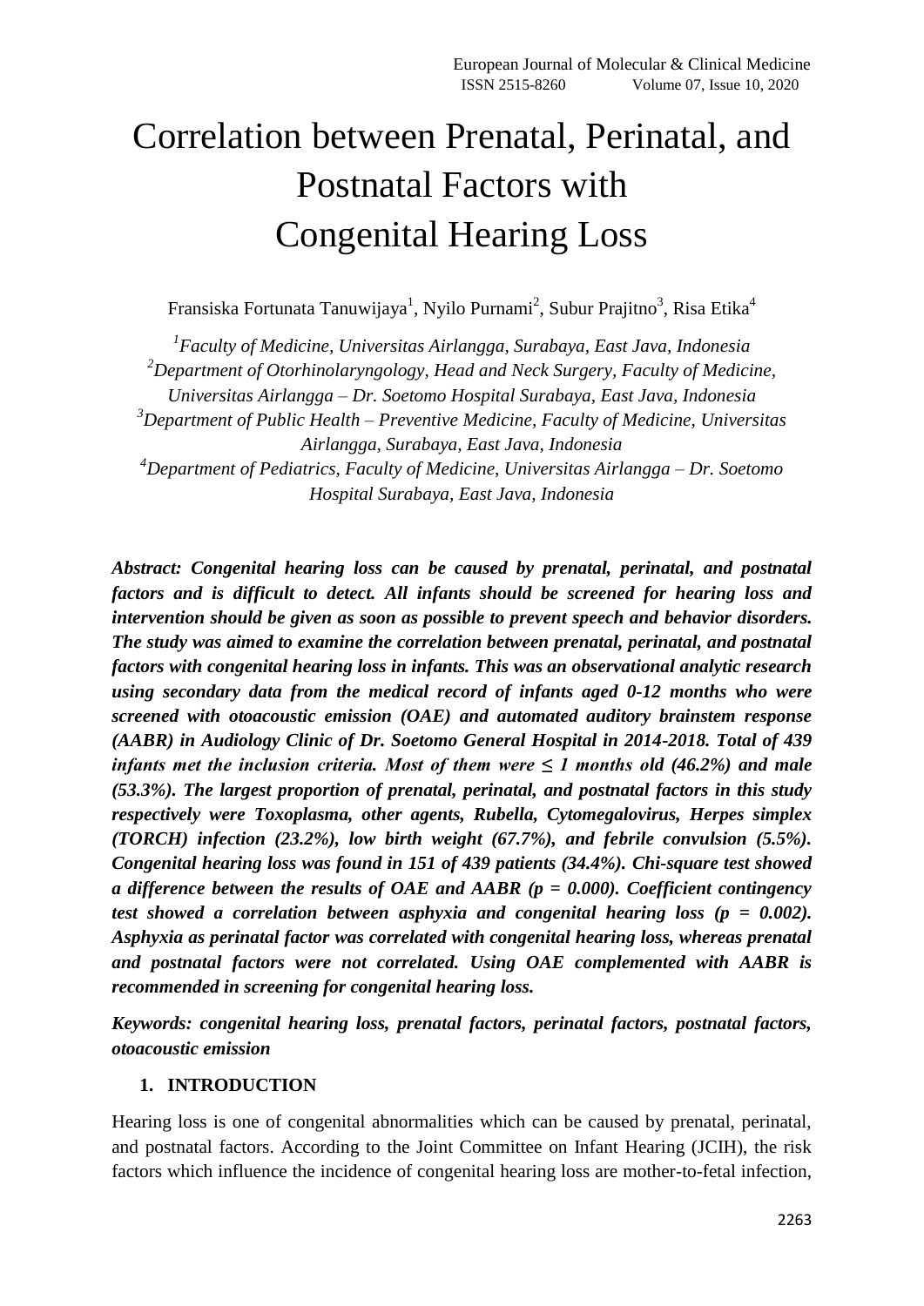# Correlation between Prenatal, Perinatal, and Postnatal Factors with Congenital Hearing Loss

Fransiska Fortunata Tanuwijaya[1], Nyilo Purnami[2], Subur Prajitno[3], Risa Etika[4]

*[1]Faculty of Medicine, Universitas Airlangga, Surabaya, East Java, Indonesia*
*[2]Department of Otorhinolaryngology, Head and Neck Surgery, Faculty of Medicine, Universitas Airlangga – Dr. Soetomo Hospital Surabaya, East Java, Indonesia*
*[3]Department of Public Health – Preventive Medicine, Faculty of Medicine, Universitas Airlangga, Surabaya, East Java, Indonesia*
*[4]Department of Pediatrics, Faculty of Medicine, Universitas Airlangga – Dr. Soetomo Hospital Surabaya, East Java, Indonesia*

***Abstract: Congenital hearing loss can be caused by prenatal, perinatal, and postnatal factors and is difficult to detect. All infants should be screened for hearing loss and intervention should be given as soon as possible to prevent speech and behavior disorders. The study was aimed to examine the correlation between prenatal, perinatal, and postnatal factors with congenital hearing loss in infants. This was an observational analytic research using secondary data from the medical record of infants aged 0-12 months who were screened with otoacoustic emission (OAE) and automated auditory brainstem response (AABR) in Audiology Clinic of Dr. Soetomo General Hospital in 2014-2018. Total of 439 infants met the inclusion criteria. Most of them were ≤ 1 months old (46.2%) and male (53.3%). The largest proportion of prenatal, perinatal, and postnatal factors in this study respectively were Toxoplasma, other agents, Rubella, Cytomegalovirus, Herpes simplex (TORCH) infection (23.2%), low birth weight (67.7%), and febrile convulsion (5.5%). Congenital hearing loss was found in 151 of 439 patients (34.4%). Chi-square test showed a difference between the results of OAE and AABR ($p = 0.000$). Coefficient contingency test showed a correlation between asphyxia and congenital hearing loss ($p = 0.002$). Asphyxia as perinatal factor was correlated with congenital hearing loss, whereas prenatal and postnatal factors were not correlated. Using OAE complemented with AABR is recommended in screening for congenital hearing loss.***

***Keywords: congenital hearing loss, prenatal factors, perinatal factors, postnatal factors, otoacoustic emission***

## 1. INTRODUCTION

Hearing loss is one of congenital abnormalities which can be caused by prenatal, perinatal, and postnatal factors. According to the Joint Committee on Infant Hearing (JCIH), the risk factors which influence the incidence of congenital hearing loss are mother-to-fetal infection,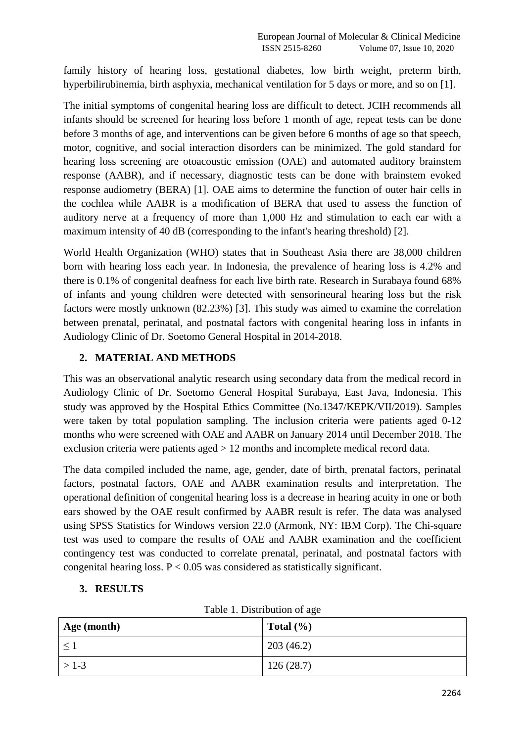family history of hearing loss, gestational diabetes, low birth weight, preterm birth, hyperbilirubinemia, birth asphyxia, mechanical ventilation for 5 days or more, and so on [1].

The initial symptoms of congenital hearing loss are difficult to detect. JCIH recommends all infants should be screened for hearing loss before 1 month of age, repeat tests can be done before 3 months of age, and interventions can be given before 6 months of age so that speech, motor, cognitive, and social interaction disorders can be minimized. The gold standard for hearing loss screening are otoacoustic emission (OAE) and automated auditory brainstem response (AABR), and if necessary, diagnostic tests can be done with brainstem evoked response audiometry (BERA) [1]. OAE aims to determine the function of outer hair cells in the cochlea while AABR is a modification of BERA that used to assess the function of auditory nerve at a frequency of more than 1,000 Hz and stimulation to each ear with a maximum intensity of 40 dB (corresponding to the infant's hearing threshold) [2].

World Health Organization (WHO) states that in Southeast Asia there are 38,000 children born with hearing loss each year. In Indonesia, the prevalence of hearing loss is 4.2% and there is 0.1% of congenital deafness for each live birth rate. Research in Surabaya found 68% of infants and young children were detected with sensorineural hearing loss but the risk factors were mostly unknown (82.23%) [3]. This study was aimed to examine the correlation between prenatal, perinatal, and postnatal factors with congenital hearing loss in infants in Audiology Clinic of Dr. Soetomo General Hospital in 2014-2018.

## 2. MATERIAL AND METHODS

This was an observational analytic research using secondary data from the medical record in Audiology Clinic of Dr. Soetomo General Hospital Surabaya, East Java, Indonesia. This study was approved by the Hospital Ethics Committee (No.1347/KEPK/VII/2019). Samples were taken by total population sampling. The inclusion criteria were patients aged 0-12 months who were screened with OAE and AABR on January 2014 until December 2018. The exclusion criteria were patients aged > 12 months and incomplete medical record data.

The data compiled included the name, age, gender, date of birth, prenatal factors, perinatal factors, postnatal factors, OAE and AABR examination results and interpretation. The operational definition of congenital hearing loss is a decrease in hearing acuity in one or both ears showed by the OAE result confirmed by AABR result is refer. The data was analysed using SPSS Statistics for Windows version 22.0 (Armonk, NY: IBM Corp). The Chi-square test was used to compare the results of OAE and AABR examination and the coefficient contingency test was conducted to correlate prenatal, perinatal, and postnatal factors with congenital hearing loss. $P < 0.05$ was considered as statistically significant.

## 3. RESULTS

Table 1. Distribution of age

| Age (month) | Total (%) |
|---|---|
| ≤ 1 | 203 (46.2) |
| > 1-3 | 126 (28.7) |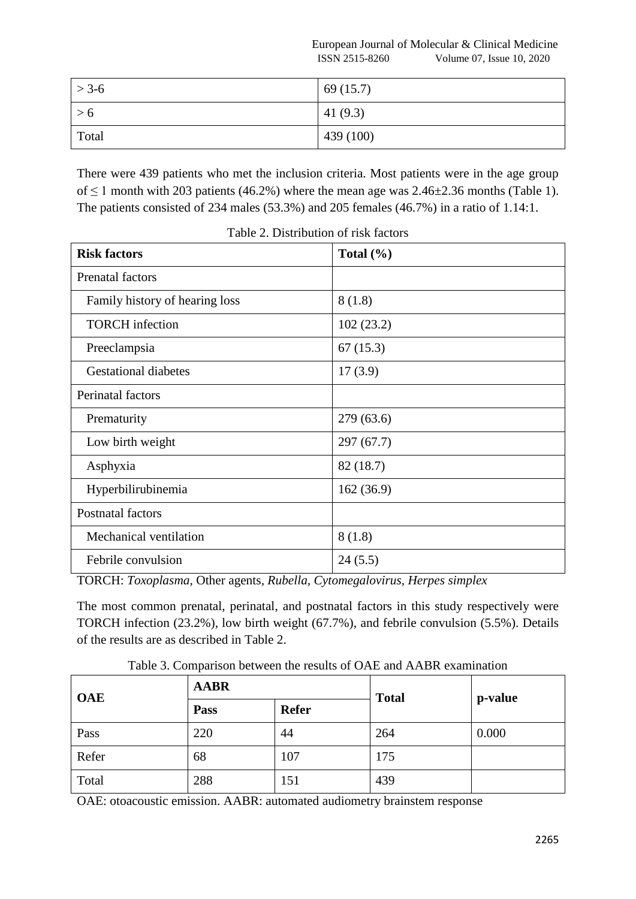| > 3-6 | 69 (15.7) |
| --- | --- |
| > 6 | 41 (9.3) |
| Total | 439 (100) |

There were 439 patients who met the inclusion criteria. Most patients were in the age group of ≤ 1 month with 203 patients (46.2%) where the mean age was 2.46±2.36 months (Table 1). The patients consisted of 234 males (53.3%) and 205 females (46.7%) in a ratio of 1.14:1.

Table 2. Distribution of risk factors

| **Risk factors** | **Total (%)** |
| --- | --- |
| Prenatal factors | |
| Family history of hearing loss | 8 (1.8) |
| TORCH infection | 102 (23.2) |
| Preeclampsia | 67 (15.3) |
| Gestational diabetes | 17 (3.9) |
| Perinatal factors | |
| Prematurity | 279 (63.6) |
| Low birth weight | 297 (67.7) |
| Asphyxia | 82 (18.7) |
| Hyperbilirubinemia | 162 (36.9) |
| Postnatal factors | |
| Mechanical ventilation | 8 (1.8) |
| Febrile convulsion | 24 (5.5) |

TORCH: *Toxoplasma*, Other agents, *Rubella*, *Cytomegalovirus*, *Herpes simplex*

The most common prenatal, perinatal, and postnatal factors in this study respectively were TORCH infection (23.2%), low birth weight (67.7%), and febrile convulsion (5.5%). Details of the results are as described in Table 2.

Table 3. Comparison between the results of OAE and AABR examination

| **OAE** | **AABR** | | **Total** | **p-value** |
| --- | --- | --- | --- | --- |
| | **Pass** | **Refer** | | |
| Pass | 220 | 44 | 264 | 0.000 |
| Refer | 68 | 107 | 175 | |
| Total | 288 | 151 | 439 | |

OAE: otoacoustic emission. AABR: automated audiometry brainstem response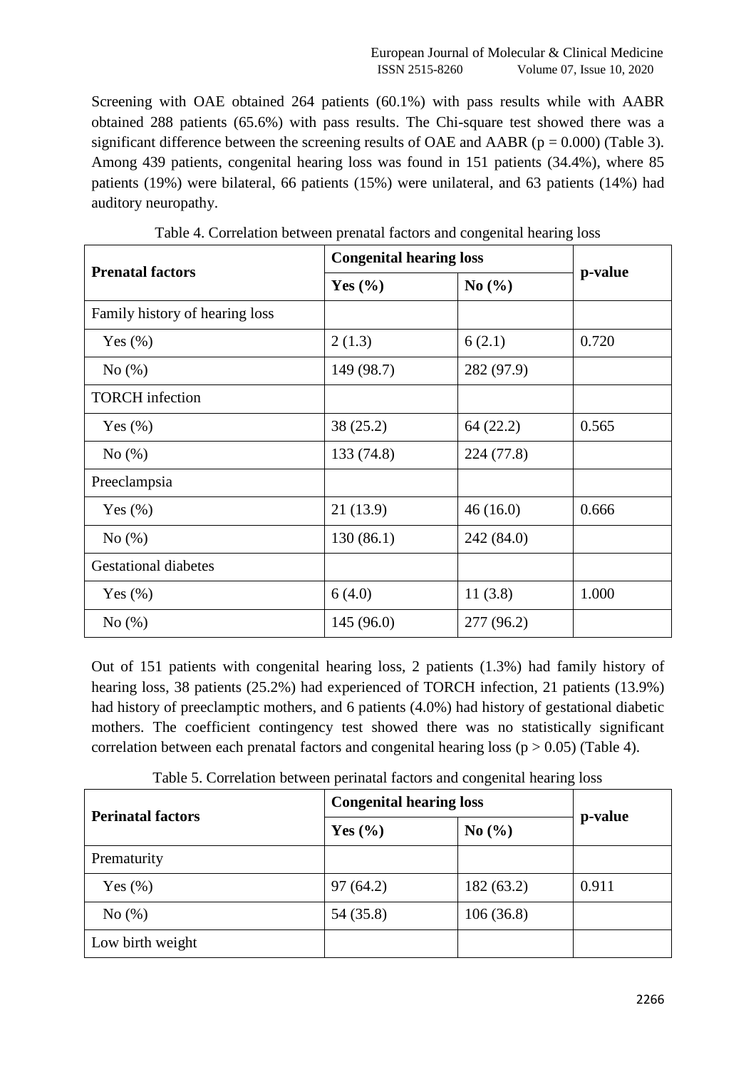Screening with OAE obtained 264 patients (60.1%) with pass results while with AABR obtained 288 patients (65.6%) with pass results. The Chi-square test showed there was a significant difference between the screening results of OAE and AABR ($p = 0.000$) (Table 3). Among 439 patients, congenital hearing loss was found in 151 patients (34.4%), where 85 patients (19%) were bilateral, 66 patients (15%) were unilateral, and 63 patients (14%) had auditory neuropathy.

Table 4. Correlation between prenatal factors and congenital hearing loss

| **Prenatal factors** | **Congenital hearing loss** | | **p-value** |
|---|---|---|---|
| | **Yes (%)** | **No (%)** | |
| Family history of hearing loss | | | |
| Yes (%) | 2 (1.3) | 6 (2.1) | 0.720 |
| No (%) | 149 (98.7) | 282 (97.9) | |
| TORCH infection | | | |
| Yes (%) | 38 (25.2) | 64 (22.2) | 0.565 |
| No (%) | 133 (74.8) | 224 (77.8) | |
| Preeclampsia | | | |
| Yes (%) | 21 (13.9) | 46 (16.0) | 0.666 |
| No (%) | 130 (86.1) | 242 (84.0) | |
| Gestational diabetes | | | |
| Yes (%) | 6 (4.0) | 11 (3.8) | 1.000 |
| No (%) | 145 (96.0) | 277 (96.2) | |

Out of 151 patients with congenital hearing loss, 2 patients (1.3%) had family history of hearing loss, 38 patients (25.2%) had experienced of TORCH infection, 21 patients (13.9%) had history of preeclamptic mothers, and 6 patients (4.0%) had history of gestational diabetic mothers. The coefficient contingency test showed there was no statistically significant correlation between each prenatal factors and congenital hearing loss ($p > 0.05$) (Table 4).

Table 5. Correlation between perinatal factors and congenital hearing loss

| **Perinatal factors** | **Congenital hearing loss** | | **p-value** |
|---|---|---|---|
| | **Yes (%)** | **No (%)** | |
| Prematurity | | | |
| Yes (%) | 97 (64.2) | 182 (63.2) | 0.911 |
| No (%) | 54 (35.8) | 106 (36.8) | |
| Low birth weight | | | |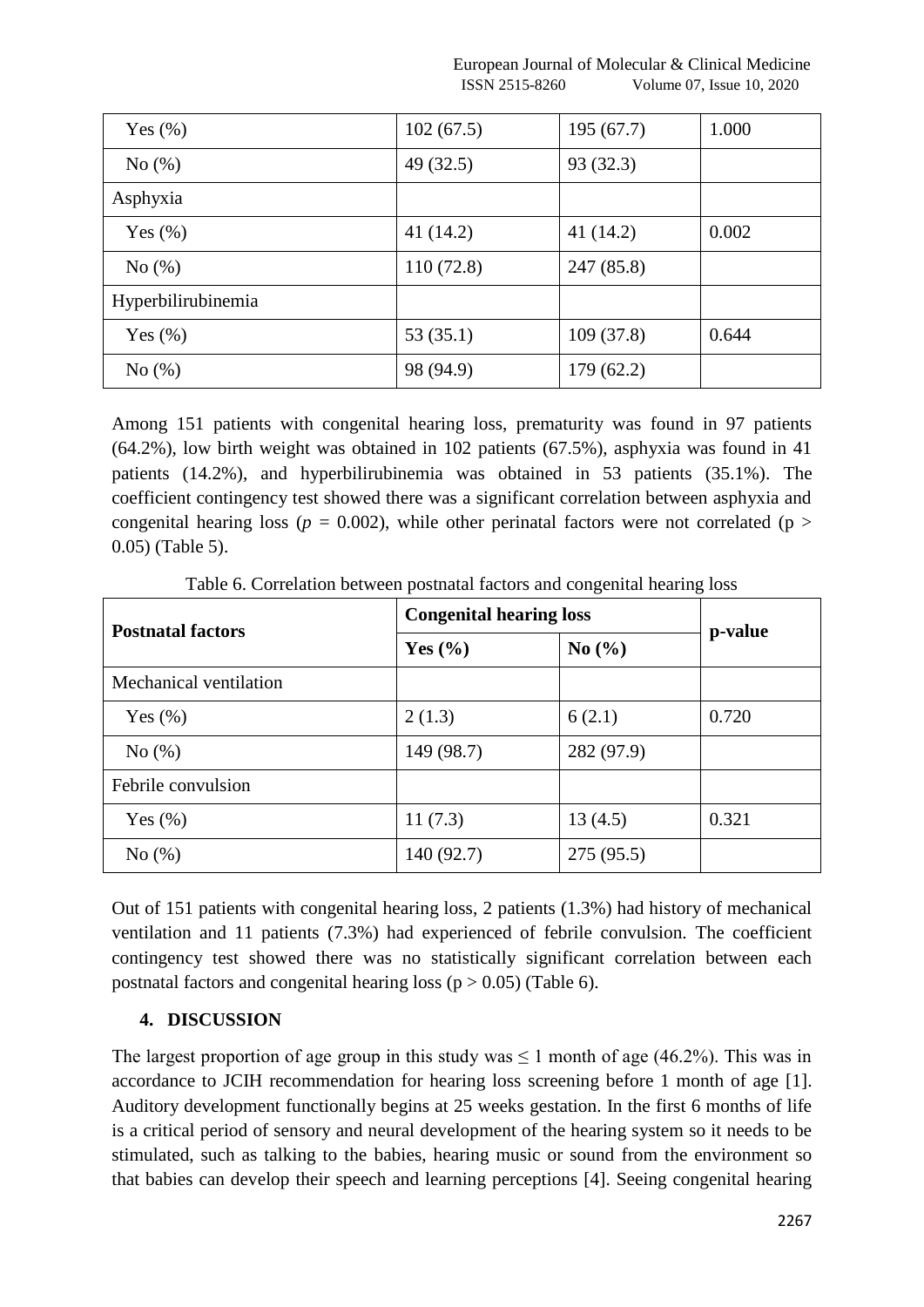| | | | |
|---|---|---|---|
| Yes (%) | 102 (67.5) | 195 (67.7) | 1.000 |
| No (%) | 49 (32.5) | 93 (32.3) | |
| Asphyxia | | | |
| Yes (%) | 41 (14.2) | 41 (14.2) | 0.002 |
| No (%) | 110 (72.8) | 247 (85.8) | |
| Hyperbilirubinemia | | | |
| Yes (%) | 53 (35.1) | 109 (37.8) | 0.644 |
| No (%) | 98 (94.9) | 179 (62.2) | |

Among 151 patients with congenital hearing loss, prematurity was found in 97 patients (64.2%), low birth weight was obtained in 102 patients (67.5%), asphyxia was found in 41 patients (14.2%), and hyperbilirubinemia was obtained in 53 patients (35.1%). The coefficient contingency test showed there was a significant correlation between asphyxia and congenital hearing loss ($p$ = 0.002), while other perinatal factors were not correlated ($p >$ 0.05) (Table 5).

Table 6. Correlation between postnatal factors and congenital hearing loss

| **Postnatal factors** | **Congenital hearing loss** | | **p-value** |
|---|---|---|---|
| | **Yes (%)** | **No (%)** | |
| Mechanical ventilation | | | |
| Yes (%) | 2 (1.3) | 6 (2.1) | 0.720 |
| No (%) | 149 (98.7) | 282 (97.9) | |
| Febrile convulsion | | | |
| Yes (%) | 11 (7.3) | 13 (4.5) | 0.321 |
| No (%) | 140 (92.7) | 275 (95.5) | |

Out of 151 patients with congenital hearing loss, 2 patients (1.3%) had history of mechanical ventilation and 11 patients (7.3%) had experienced of febrile convulsion. The coefficient contingency test showed there was no statistically significant correlation between each postnatal factors and congenital hearing loss ($p > 0.05$) (Table 6).

## 4. DISCUSSION

The largest proportion of age group in this study was ≤ 1 month of age (46.2%). This was in accordance to JCIH recommendation for hearing loss screening before 1 month of age [1]. Auditory development functionally begins at 25 weeks gestation. In the first 6 months of life is a critical period of sensory and neural development of the hearing system so it needs to be stimulated, such as talking to the babies, hearing music or sound from the environment so that babies can develop their speech and learning perceptions [4]. Seeing congenital hearing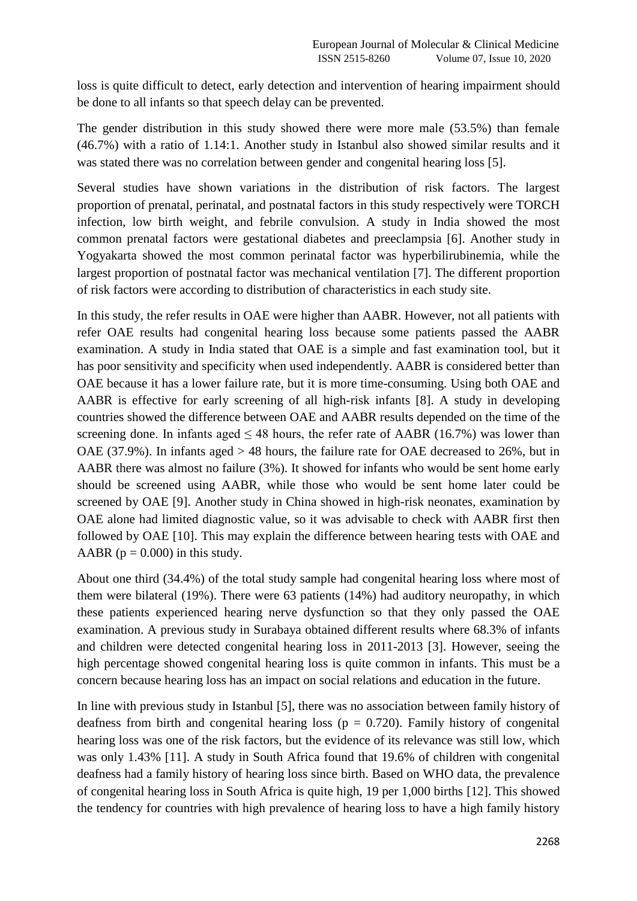loss is quite difficult to detect, early detection and intervention of hearing impairment should be done to all infants so that speech delay can be prevented.

The gender distribution in this study showed there were more male (53.5%) than female (46.7%) with a ratio of 1.14:1. Another study in Istanbul also showed similar results and it was stated there was no correlation between gender and congenital hearing loss [5].

Several studies have shown variations in the distribution of risk factors. The largest proportion of prenatal, perinatal, and postnatal factors in this study respectively were TORCH infection, low birth weight, and febrile convulsion. A study in India showed the most common prenatal factors were gestational diabetes and preeclampsia [6]. Another study in Yogyakarta showed the most common perinatal factor was hyperbilirubinemia, while the largest proportion of postnatal factor was mechanical ventilation [7]. The different proportion of risk factors were according to distribution of characteristics in each study site.

In this study, the refer results in OAE were higher than AABR. However, not all patients with refer OAE results had congenital hearing loss because some patients passed the AABR examination. A study in India stated that OAE is a simple and fast examination tool, but it has poor sensitivity and specificity when used independently. AABR is considered better than OAE because it has a lower failure rate, but it is more time-consuming. Using both OAE and AABR is effective for early screening of all high-risk infants [8]. A study in developing countries showed the difference between OAE and AABR results depended on the time of the screening done. In infants aged $\leq$ 48 hours, the refer rate of AABR (16.7%) was lower than OAE (37.9%). In infants aged $>$ 48 hours, the failure rate for OAE decreased to 26%, but in AABR there was almost no failure (3%). It showed for infants who would be sent home early should be screened using AABR, while those who would be sent home later could be screened by OAE [9]. Another study in China showed in high-risk neonates, examination by OAE alone had limited diagnostic value, so it was advisable to check with AABR first then followed by OAE [10]. This may explain the difference between hearing tests with OAE and AABR ($p = 0.000$) in this study.

About one third (34.4%) of the total study sample had congenital hearing loss where most of them were bilateral (19%). There were 63 patients (14%) had auditory neuropathy, in which these patients experienced hearing nerve dysfunction so that they only passed the OAE examination. A previous study in Surabaya obtained different results where 68.3% of infants and children were detected congenital hearing loss in 2011-2013 [3]. However, seeing the high percentage showed congenital hearing loss is quite common in infants. This must be a concern because hearing loss has an impact on social relations and education in the future.

In line with previous study in Istanbul [5], there was no association between family history of deafness from birth and congenital hearing loss ($p = 0.720$). Family history of congenital hearing loss was one of the risk factors, but the evidence of its relevance was still low, which was only 1.43% [11]. A study in South Africa found that 19.6% of children with congenital deafness had a family history of hearing loss since birth. Based on WHO data, the prevalence of congenital hearing loss in South Africa is quite high, 19 per 1,000 births [12]. This showed the tendency for countries with high prevalence of hearing loss to have a high family history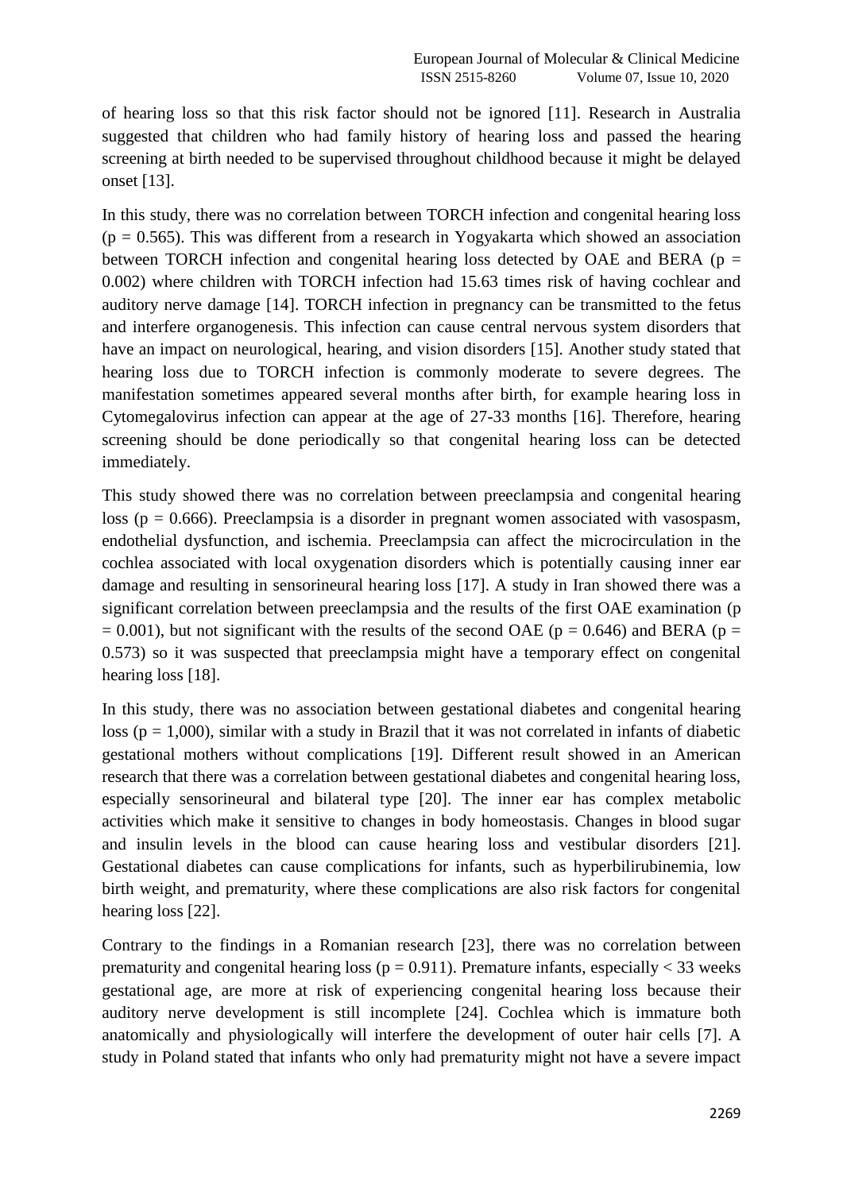of hearing loss so that this risk factor should not be ignored [11]. Research in Australia suggested that children who had family history of hearing loss and passed the hearing screening at birth needed to be supervised throughout childhood because it might be delayed onset [13].

In this study, there was no correlation between TORCH infection and congenital hearing loss ($p = 0.565$). This was different from a research in Yogyakarta which showed an association between TORCH infection and congenital hearing loss detected by OAE and BERA ($p = 0.002$) where children with TORCH infection had 15.63 times risk of having cochlear and auditory nerve damage [14]. TORCH infection in pregnancy can be transmitted to the fetus and interfere organogenesis. This infection can cause central nervous system disorders that have an impact on neurological, hearing, and vision disorders [15]. Another study stated that hearing loss due to TORCH infection is commonly moderate to severe degrees. The manifestation sometimes appeared several months after birth, for example hearing loss in Cytomegalovirus infection can appear at the age of 27-33 months [16]. Therefore, hearing screening should be done periodically so that congenital hearing loss can be detected immediately.

This study showed there was no correlation between preeclampsia and congenital hearing loss ($p = 0.666$). Preeclampsia is a disorder in pregnant women associated with vasospasm, endothelial dysfunction, and ischemia. Preeclampsia can affect the microcirculation in the cochlea associated with local oxygenation disorders which is potentially causing inner ear damage and resulting in sensorineural hearing loss [17]. A study in Iran showed there was a significant correlation between preeclampsia and the results of the first OAE examination ($p = 0.001$), but not significant with the results of the second OAE ($p = 0.646$) and BERA ($p = 0.573$) so it was suspected that preeclampsia might have a temporary effect on congenital hearing loss [18].

In this study, there was no association between gestational diabetes and congenital hearing loss ($p = 1{,}000$), similar with a study in Brazil that it was not correlated in infants of diabetic gestational mothers without complications [19]. Different result showed in an American research that there was a correlation between gestational diabetes and congenital hearing loss, especially sensorineural and bilateral type [20]. The inner ear has complex metabolic activities which make it sensitive to changes in body homeostasis. Changes in blood sugar and insulin levels in the blood can cause hearing loss and vestibular disorders [21]. Gestational diabetes can cause complications for infants, such as hyperbilirubinemia, low birth weight, and prematurity, where these complications are also risk factors for congenital hearing loss [22].

Contrary to the findings in a Romanian research [23], there was no correlation between prematurity and congenital hearing loss ($p = 0.911$). Premature infants, especially < 33 weeks gestational age, are more at risk of experiencing congenital hearing loss because their auditory nerve development is still incomplete [24]. Cochlea which is immature both anatomically and physiologically will interfere the development of outer hair cells [7]. A study in Poland stated that infants who only had prematurity might not have a severe impact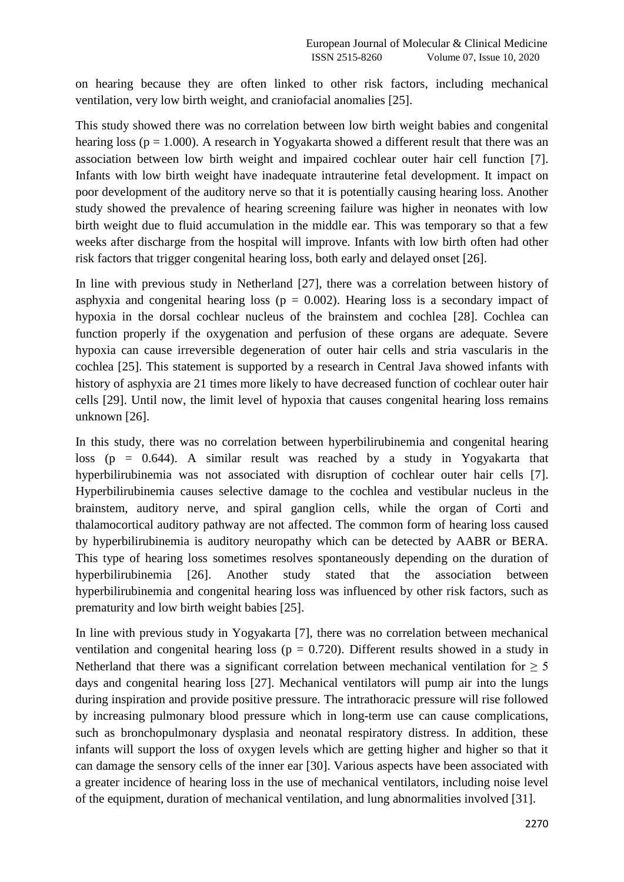on hearing because they are often linked to other risk factors, including mechanical ventilation, very low birth weight, and craniofacial anomalies [25].

This study showed there was no correlation between low birth weight babies and congenital hearing loss ($p = 1.000$). A research in Yogyakarta showed a different result that there was an association between low birth weight and impaired cochlear outer hair cell function [7]. Infants with low birth weight have inadequate intrauterine fetal development. It impact on poor development of the auditory nerve so that it is potentially causing hearing loss. Another study showed the prevalence of hearing screening failure was higher in neonates with low birth weight due to fluid accumulation in the middle ear. This was temporary so that a few weeks after discharge from the hospital will improve. Infants with low birth often had other risk factors that trigger congenital hearing loss, both early and delayed onset [26].

In line with previous study in Netherland [27], there was a correlation between history of asphyxia and congenital hearing loss ($p = 0.002$). Hearing loss is a secondary impact of hypoxia in the dorsal cochlear nucleus of the brainstem and cochlea [28]. Cochlea can function properly if the oxygenation and perfusion of these organs are adequate. Severe hypoxia can cause irreversible degeneration of outer hair cells and stria vascularis in the cochlea [25]. This statement is supported by a research in Central Java showed infants with history of asphyxia are 21 times more likely to have decreased function of cochlear outer hair cells [29]. Until now, the limit level of hypoxia that causes congenital hearing loss remains unknown [26].

In this study, there was no correlation between hyperbilirubinemia and congenital hearing loss ($p = 0.644$). A similar result was reached by a study in Yogyakarta that hyperbilirubinemia was not associated with disruption of cochlear outer hair cells [7]. Hyperbilirubinemia causes selective damage to the cochlea and vestibular nucleus in the brainstem, auditory nerve, and spiral ganglion cells, while the organ of Corti and thalamocortical auditory pathway are not affected. The common form of hearing loss caused by hyperbilirubinemia is auditory neuropathy which can be detected by AABR or BERA. This type of hearing loss sometimes resolves spontaneously depending on the duration of hyperbilirubinemia [26]. Another study stated that the association between hyperbilirubinemia and congenital hearing loss was influenced by other risk factors, such as prematurity and low birth weight babies [25].

In line with previous study in Yogyakarta [7], there was no correlation between mechanical ventilation and congenital hearing loss ($p = 0.720$). Different results showed in a study in Netherland that there was a significant correlation between mechanical ventilation for $\geq 5$ days and congenital hearing loss [27]. Mechanical ventilators will pump air into the lungs during inspiration and provide positive pressure. The intrathoracic pressure will rise followed by increasing pulmonary blood pressure which in long-term use can cause complications, such as bronchopulmonary dysplasia and neonatal respiratory distress. In addition, these infants will support the loss of oxygen levels which are getting higher and higher so that it can damage the sensory cells of the inner ear [30]. Various aspects have been associated with a greater incidence of hearing loss in the use of mechanical ventilators, including noise level of the equipment, duration of mechanical ventilation, and lung abnormalities involved [31].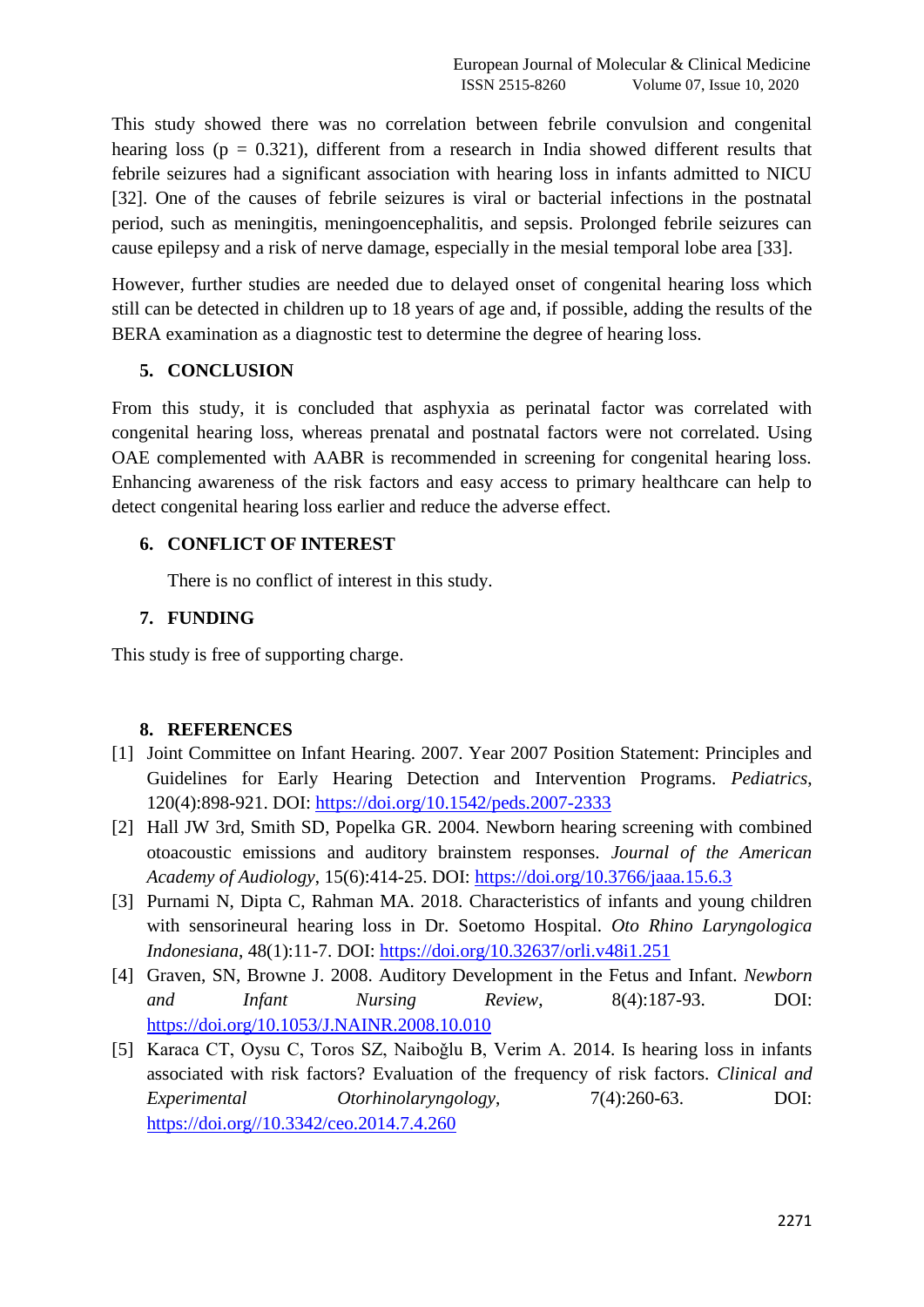This study showed there was no correlation between febrile convulsion and congenital hearing loss ($p = 0.321$), different from a research in India showed different results that febrile seizures had a significant association with hearing loss in infants admitted to NICU [32]. One of the causes of febrile seizures is viral or bacterial infections in the postnatal period, such as meningitis, meningoencephalitis, and sepsis. Prolonged febrile seizures can cause epilepsy and a risk of nerve damage, especially in the mesial temporal lobe area [33].

However, further studies are needed due to delayed onset of congenital hearing loss which still can be detected in children up to 18 years of age and, if possible, adding the results of the BERA examination as a diagnostic test to determine the degree of hearing loss.

## 5. CONCLUSION

From this study, it is concluded that asphyxia as perinatal factor was correlated with congenital hearing loss, whereas prenatal and postnatal factors were not correlated. Using OAE complemented with AABR is recommended in screening for congenital hearing loss. Enhancing awareness of the risk factors and easy access to primary healthcare can help to detect congenital hearing loss earlier and reduce the adverse effect.

## 6. CONFLICT OF INTEREST

There is no conflict of interest in this study.

## 7. FUNDING

This study is free of supporting charge.

## 8. REFERENCES

[1] Joint Committee on Infant Hearing. 2007. Year 2007 Position Statement: Principles and Guidelines for Early Hearing Detection and Intervention Programs. *Pediatrics*, 120(4):898-921. DOI: https://doi.org/10.1542/peds.2007-2333

[2] Hall JW 3rd, Smith SD, Popelka GR. 2004. Newborn hearing screening with combined otoacoustic emissions and auditory brainstem responses. *Journal of the American Academy of Audiology*, 15(6):414-25. DOI: https://doi.org/10.3766/jaaa.15.6.3

[3] Purnami N, Dipta C, Rahman MA. 2018. Characteristics of infants and young children with sensorineural hearing loss in Dr. Soetomo Hospital. *Oto Rhino Laryngologica Indonesiana*, 48(1):11-7. DOI: https://doi.org/10.32637/orli.v48i1.251

[4] Graven, SN, Browne J. 2008. Auditory Development in the Fetus and Infant. *Newborn and Infant Nursing Review*, 8(4):187-93. DOI: https://doi.org/10.1053/J.NAINR.2008.10.010

[5] Karaca CT, Oysu C, Toros SZ, Naiboğlu B, Verim A. 2014. Is hearing loss in infants associated with risk factors? Evaluation of the frequency of risk factors. *Clinical and Experimental Otorhinolaryngology*, 7(4):260-63. DOI: https://doi.org//10.3342/ceo.2014.7.4.260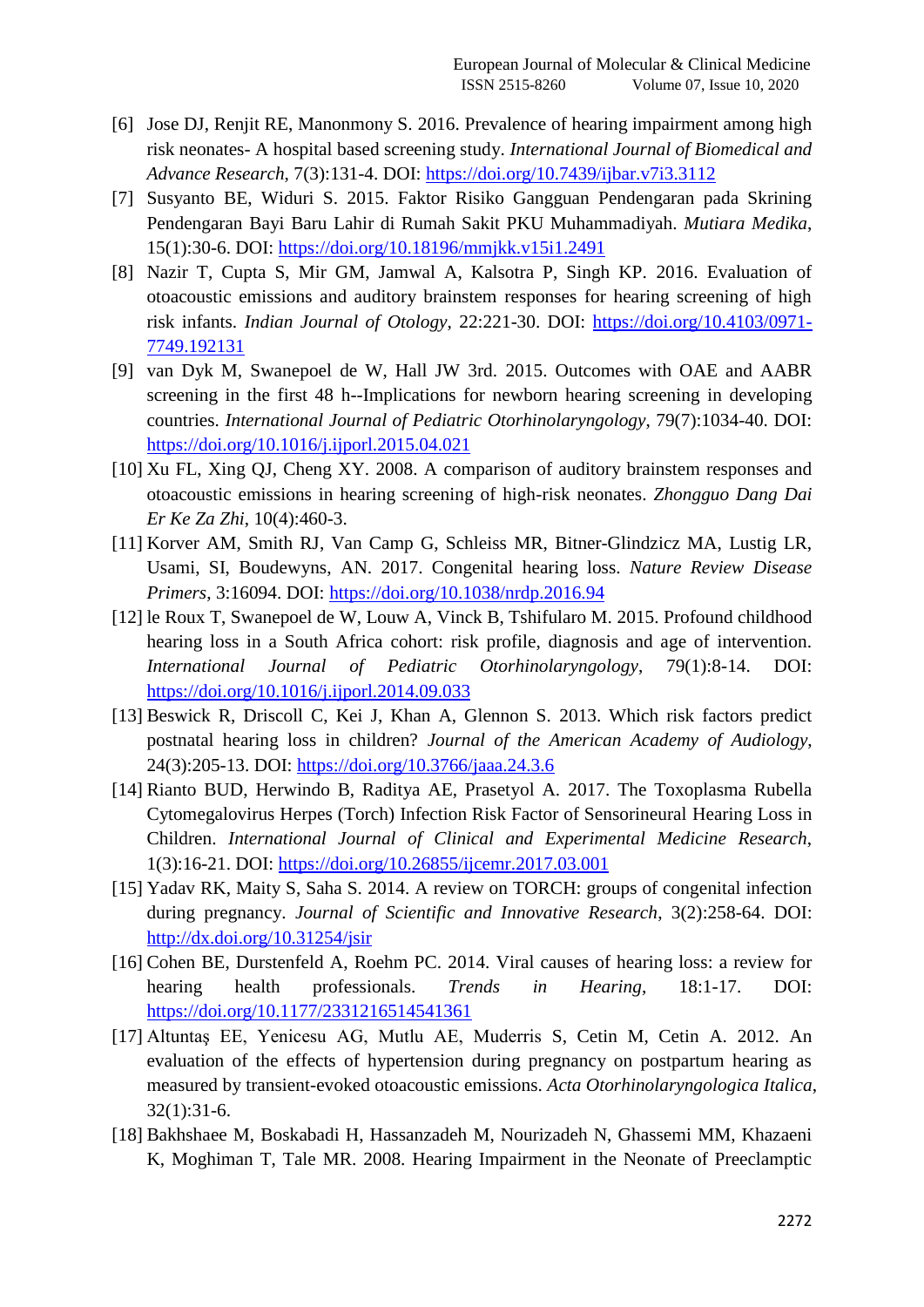[6] Jose DJ, Renjit RE, Manonmony S. 2016. Prevalence of hearing impairment among high risk neonates- A hospital based screening study. *International Journal of Biomedical and Advance Research*, 7(3):131-4. DOI: https://doi.org/10.7439/ijbar.v7i3.3112

[7] Susyanto BE, Widuri S. 2015. Faktor Risiko Gangguan Pendengaran pada Skrining Pendengaran Bayi Baru Lahir di Rumah Sakit PKU Muhammadiyah. *Mutiara Medika*, 15(1):30-6. DOI: https://doi.org/10.18196/mmjkk.v15i1.2491

[8] Nazir T, Cupta S, Mir GM, Jamwal A, Kalsotra P, Singh KP. 2016. Evaluation of otoacoustic emissions and auditory brainstem responses for hearing screening of high risk infants. *Indian Journal of Otology*, 22:221-30. DOI: https://doi.org/10.4103/0971-7749.192131

[9] van Dyk M, Swanepoel de W, Hall JW 3rd. 2015. Outcomes with OAE and AABR screening in the first 48 h--Implications for newborn hearing screening in developing countries. *International Journal of Pediatric Otorhinolaryngology*, 79(7):1034-40. DOI: https://doi.org/10.1016/j.ijporl.2015.04.021

[10] Xu FL, Xing QJ, Cheng XY. 2008. A comparison of auditory brainstem responses and otoacoustic emissions in hearing screening of high-risk neonates. *Zhongguo Dang Dai Er Ke Za Zhi*, 10(4):460-3.

[11] Korver AM, Smith RJ, Van Camp G, Schleiss MR, Bitner-Glindzicz MA, Lustig LR, Usami, SI, Boudewyns, AN. 2017. Congenital hearing loss. *Nature Review Disease Primers*, 3:16094. DOI: https://doi.org/10.1038/nrdp.2016.94

[12] le Roux T, Swanepoel de W, Louw A, Vinck B, Tshifularo M. 2015. Profound childhood hearing loss in a South Africa cohort: risk profile, diagnosis and age of intervention. *International Journal of Pediatric Otorhinolaryngology*, 79(1):8-14. DOI: https://doi.org/10.1016/j.ijporl.2014.09.033

[13] Beswick R, Driscoll C, Kei J, Khan A, Glennon S. 2013. Which risk factors predict postnatal hearing loss in children? *Journal of the American Academy of Audiology*, 24(3):205-13. DOI: https://doi.org/10.3766/jaaa.24.3.6

[14] Rianto BUD, Herwindo B, Raditya AE, Prasetyol A. 2017. The Toxoplasma Rubella Cytomegalovirus Herpes (Torch) Infection Risk Factor of Sensorineural Hearing Loss in Children. *International Journal of Clinical and Experimental Medicine Research*, 1(3):16-21. DOI: https://doi.org/10.26855/ijcemr.2017.03.001

[15] Yadav RK, Maity S, Saha S. 2014. A review on TORCH: groups of congenital infection during pregnancy. *Journal of Scientific and Innovative Research*, 3(2):258-64. DOI: http://dx.doi.org/10.31254/jsir

[16] Cohen BE, Durstenfeld A, Roehm PC. 2014. Viral causes of hearing loss: a review for hearing health professionals. *Trends in Hearing*, 18:1-17. DOI: https://doi.org/10.1177/2331216514541361

[17] Altuntaş EE, Yenicesu AG, Mutlu AE, Muderris S, Cetin M, Cetin A. 2012. An evaluation of the effects of hypertension during pregnancy on postpartum hearing as measured by transient-evoked otoacoustic emissions. *Acta Otorhinolaryngologica Italica*, 32(1):31-6.

[18] Bakhshaee M, Boskabadi H, Hassanzadeh M, Nourizadeh N, Ghassemi MM, Khazaeni K, Moghiman T, Tale MR. 2008. Hearing Impairment in the Neonate of Preeclamptic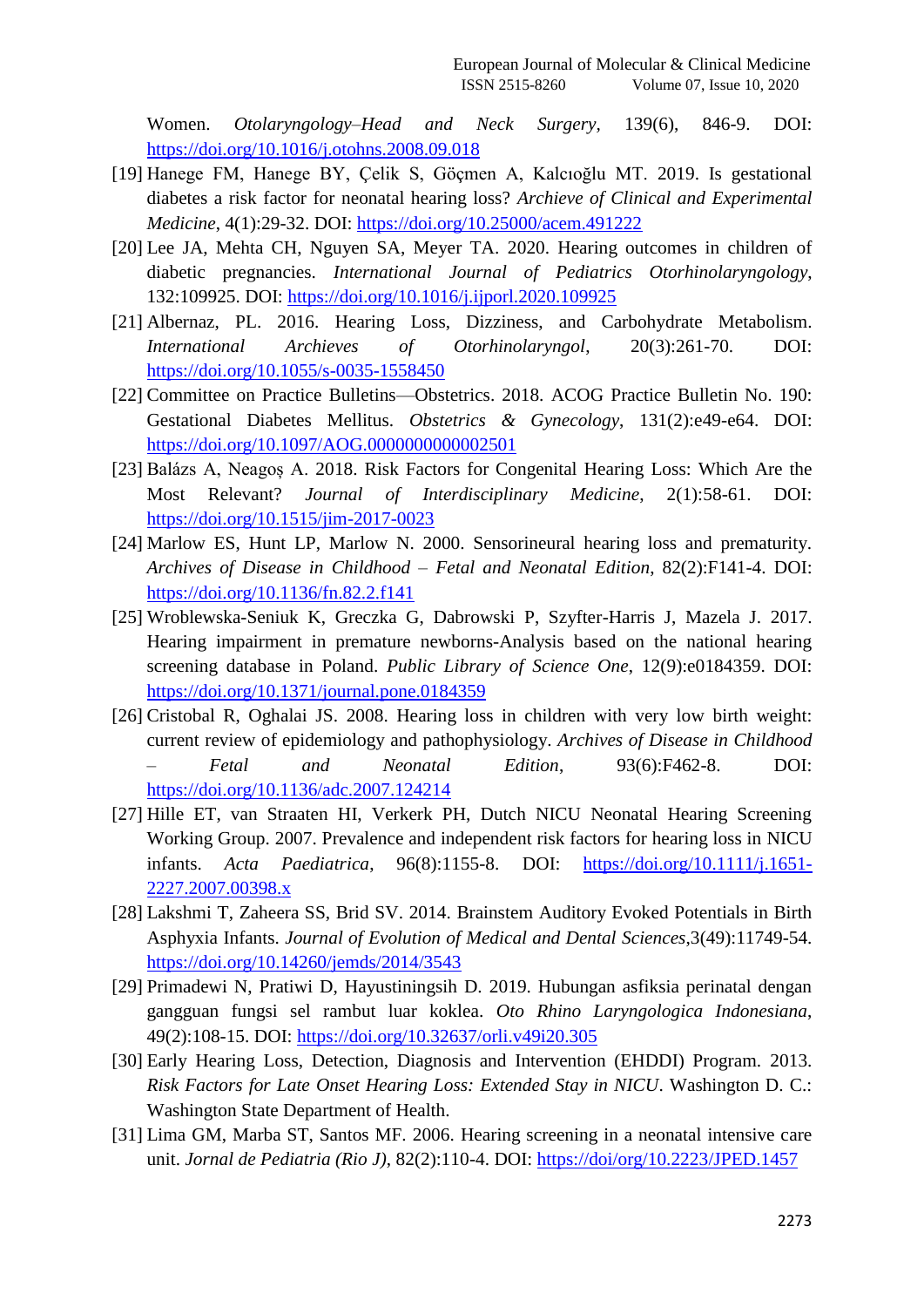Women. *Otolaryngology–Head and Neck Surgery*, 139(6), 846-9. DOI: https://doi.org/10.1016/j.otohns.2008.09.018

[19] Hanege FM, Hanege BY, Çelik S, Göçmen A, Kalcıoğlu MT. 2019. Is gestational diabetes a risk factor for neonatal hearing loss? *Archieve of Clinical and Experimental Medicine*, 4(1):29-32. DOI: https://doi.org/10.25000/acem.491222

[20] Lee JA, Mehta CH, Nguyen SA, Meyer TA. 2020. Hearing outcomes in children of diabetic pregnancies. *International Journal of Pediatrics Otorhinolaryngology*, 132:109925. DOI: https://doi.org/10.1016/j.ijporl.2020.109925

[21] Albernaz, PL. 2016. Hearing Loss, Dizziness, and Carbohydrate Metabolism. *International Archieves of Otorhinolaryngol*, 20(3):261-70. DOI: https://doi.org/10.1055/s-0035-1558450

[22] Committee on Practice Bulletins—Obstetrics. 2018. ACOG Practice Bulletin No. 190: Gestational Diabetes Mellitus. *Obstetrics & Gynecology*, 131(2):e49-e64. DOI: https://doi.org/10.1097/AOG.0000000000002501

[23] Balázs A, Neagoș A. 2018. Risk Factors for Congenital Hearing Loss: Which Are the Most Relevant? *Journal of Interdisciplinary Medicine*, 2(1):58-61. DOI: https://doi.org/10.1515/jim-2017-0023

[24] Marlow ES, Hunt LP, Marlow N. 2000. Sensorineural hearing loss and prematurity. *Archives of Disease in Childhood – Fetal and Neonatal Edition*, 82(2):F141-4. DOI: https://doi.org/10.1136/fn.82.2.f141

[25] Wroblewska-Seniuk K, Greczka G, Dabrowski P, Szyfter-Harris J, Mazela J. 2017. Hearing impairment in premature newborns-Analysis based on the national hearing screening database in Poland. *Public Library of Science One*, 12(9):e0184359. DOI: https://doi.org/10.1371/journal.pone.0184359

[26] Cristobal R, Oghalai JS. 2008. Hearing loss in children with very low birth weight: current review of epidemiology and pathophysiology. *Archives of Disease in Childhood – Fetal and Neonatal Edition*, 93(6):F462-8. DOI: https://doi.org/10.1136/adc.2007.124214

[27] Hille ET, van Straaten HI, Verkerk PH, Dutch NICU Neonatal Hearing Screening Working Group. 2007. Prevalence and independent risk factors for hearing loss in NICU infants. *Acta Paediatrica*, 96(8):1155-8. DOI: https://doi.org/10.1111/j.1651-2227.2007.00398.x

[28] Lakshmi T, Zaheera SS, Brid SV. 2014. Brainstem Auditory Evoked Potentials in Birth Asphyxia Infants. *Journal of Evolution of Medical and Dental Sciences*,3(49):11749-54. https://doi.org/10.14260/jemds/2014/3543

[29] Primadewi N, Pratiwi D, Hayustiningsih D. 2019. Hubungan asfiksia perinatal dengan gangguan fungsi sel rambut luar koklea. *Oto Rhino Laryngologica Indonesiana*, 49(2):108-15. DOI: https://doi.org/10.32637/orli.v49i20.305

[30] Early Hearing Loss, Detection, Diagnosis and Intervention (EHDDI) Program. 2013. *Risk Factors for Late Onset Hearing Loss: Extended Stay in NICU*. Washington D. C.: Washington State Department of Health.

[31] Lima GM, Marba ST, Santos MF. 2006. Hearing screening in a neonatal intensive care unit. *Jornal de Pediatria (Rio J)*, 82(2):110-4. DOI: https://doi/org/10.2223/JPED.1457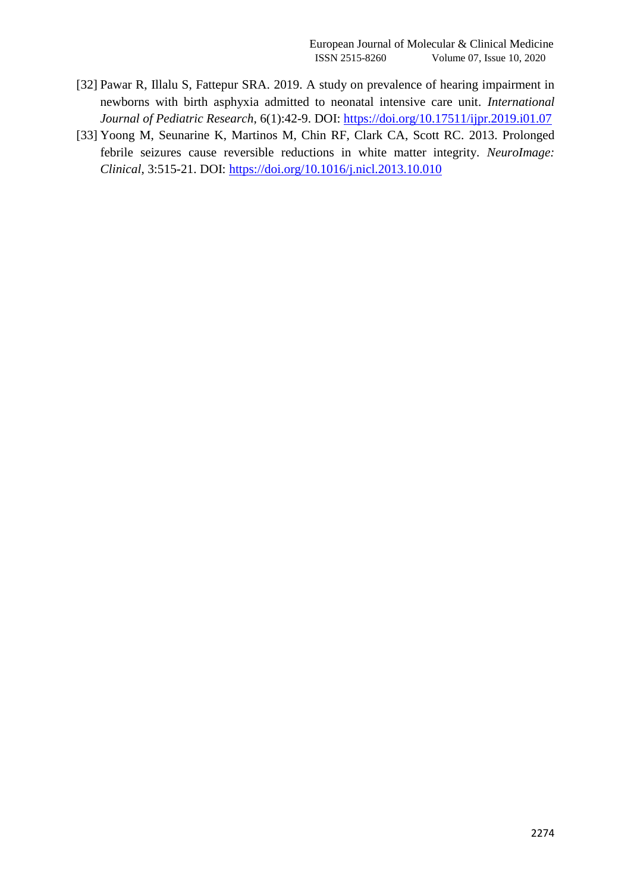[32] Pawar R, Illalu S, Fattepur SRA. 2019. A study on prevalence of hearing impairment in newborns with birth asphyxia admitted to neonatal intensive care unit. *International Journal of Pediatric Research*, 6(1):42-9. DOI: https://doi.org/10.17511/ijpr.2019.i01.07

[33] Yoong M, Seunarine K, Martinos M, Chin RF, Clark CA, Scott RC. 2013. Prolonged febrile seizures cause reversible reductions in white matter integrity. *NeuroImage: Clinical*, 3:515-21. DOI: https://doi.org/10.1016/j.nicl.2013.10.010